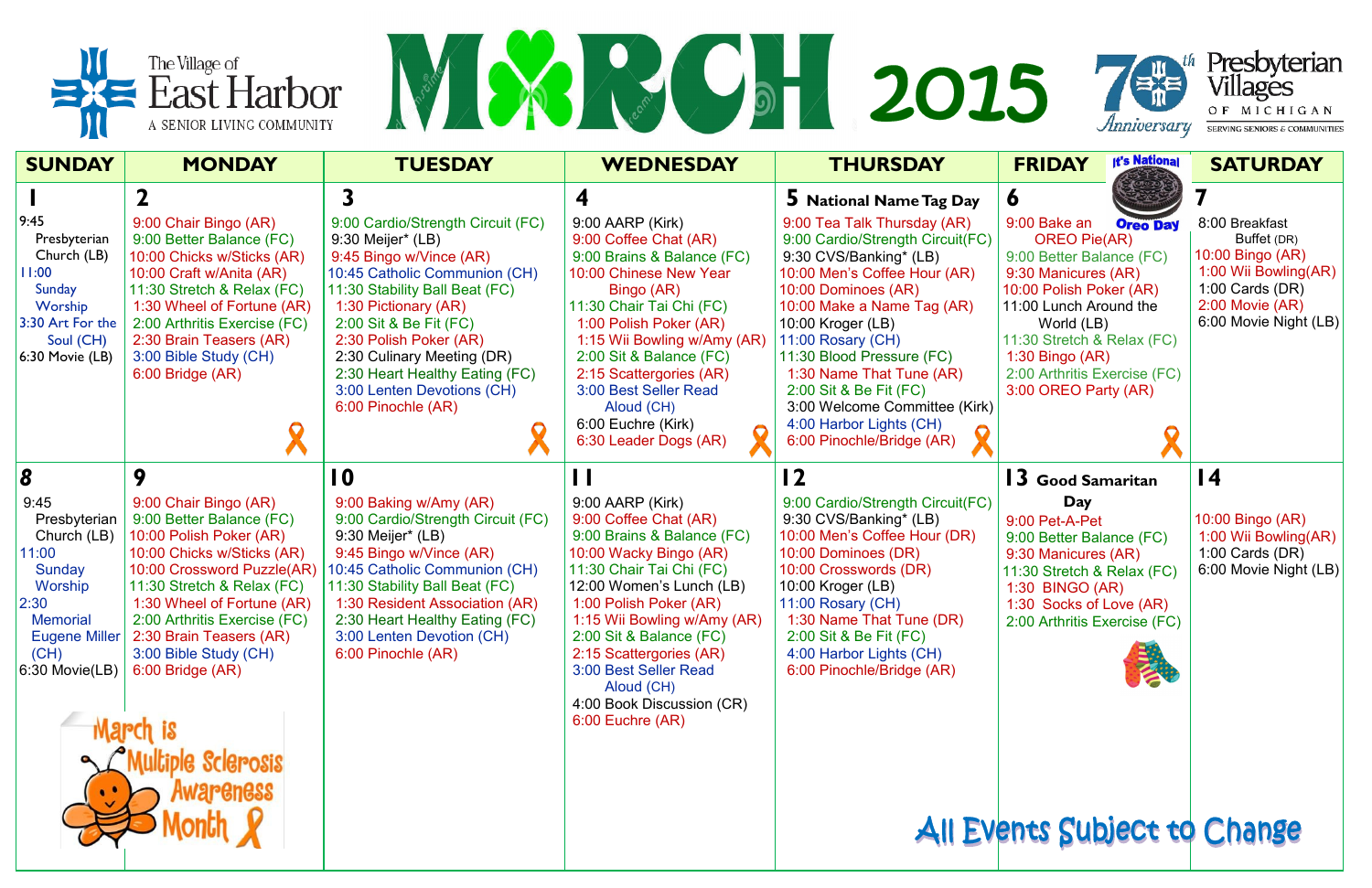# The Village of East Harbor — A SENIOR LIVING COMMUNITY

# MARCH 2015

70th Anniversary — Presbyterian Villages of Michigan — SERVING SENIORS & COMMUNITIES

| SUNDAY | MONDAY | TUESDAY | WEDNESDAY | THURSDAY | FRIDAY | SATURDAY |
|---|---|---|---|---|---|---|
| **1**<br>9:45 Presbyterian Church (LB)<br>11:00 Sunday Worship<br>3:30 Art For the Soul (CH)<br>6:30 Movie (LB) | **2**<br>9:00 Chair Bingo (AR)<br>9:00 Better Balance (FC)<br>10:00 Chicks w/Sticks (AR)<br>10:00 Craft w/Anita (AR)<br>11:30 Stretch & Relax (FC)<br>1:30 Wheel of Fortune (AR)<br>2:00 Arthritis Exercise (FC)<br>2:30 Brain Teasers (AR)<br>3:00 Bible Study (CH)<br>6:00 Bridge (AR) | **3**<br>9:00 Cardio/Strength Circuit (FC)<br>9:30 Meijer* (LB)<br>9:45 Bingo w/Vince (AR)<br>10:45 Catholic Communion (CH)<br>11:30 Stability Ball Beat (FC)<br>1:30 Pictionary (AR)<br>2:00 Sit & Be Fit (FC)<br>2:30 Polish Poker (AR)<br>2:30 Culinary Meeting (DR)<br>2:30 Heart Healthy Eating (FC)<br>3:00 Lenten Devotions (CH)<br>6:00 Pinochle (AR) | **4**<br>9:00 AARP (Kirk)<br>9:00 Coffee Chat (AR)<br>9:00 Brains & Balance (FC)<br>10:00 Chinese New Year Bingo (AR)<br>11:30 Chair Tai Chi (FC)<br>1:00 Polish Poker (AR)<br>1:15 Wii Bowling w/Amy (AR)<br>2:00 Sit & Balance (FC)<br>2:15 Scattergories (AR)<br>3:00 Best Seller Read Aloud (CH)<br>6:00 Euchre (Kirk)<br>6:30 Leader Dogs (AR) | **5 National Name Tag Day**<br>9:00 Tea Talk Thursday (AR)<br>9:00 Cardio/Strength Circuit(FC)<br>9:30 CVS/Banking* (LB)<br>10:00 Men's Coffee Hour (AR)<br>10:00 Dominoes (AR)<br>10:00 Make a Name Tag (AR)<br>10:00 Kroger (LB)<br>11:00 Rosary (CH)<br>11:30 Blood Pressure (FC)<br>1:30 Name That Tune (AR)<br>2:00 Sit & Be Fit (FC)<br>3:00 Welcome Committee (Kirk)<br>4:00 Harbor Lights (CH)<br>6:00 Pinochle/Bridge (AR) | **6** It's National Oreo Day<br>9:00 Bake an OREO Pie(AR)<br>9:00 Better Balance (FC)<br>9:30 Manicures (AR)<br>10:00 Polish Poker (AR)<br>11:00 Lunch Around the World (LB)<br>11:30 Stretch & Relax (FC)<br>1:30 Bingo (AR)<br>2:00 Arthritis Exercise (FC)<br>3:00 OREO Party (AR) | **7**<br>8:00 Breakfast Buffet (DR)<br>10:00 Bingo (AR)<br>1:00 Wii Bowling(AR)<br>1:00 Cards (DR)<br>2:00 Movie (AR)<br>6:00 Movie Night (LB) |
| **8**<br>9:45 Presbyterian Church (LB)<br>11:00 Sunday Worship<br>2:30 Memorial Eugene Miller (CH)<br>6:30 Movie(LB) | **9**<br>9:00 Chair Bingo (AR)<br>9:00 Better Balance (FC)<br>10:00 Polish Poker (AR)<br>10:00 Chicks w/Sticks (AR)<br>10:00 Crossword Puzzle(AR)<br>11:30 Stretch & Relax (FC)<br>1:30 Wheel of Fortune (AR)<br>2:00 Arthritis Exercise (FC)<br>2:30 Brain Teasers (AR)<br>3:00 Bible Study (CH)<br>6:00 Bridge (AR) | **10**<br>9:00 Baking w/Amy (AR)<br>9:00 Cardio/Strength Circuit (FC)<br>9:30 Meijer* (LB)<br>9:45 Bingo w/Vince (AR)<br>10:45 Catholic Communion (CH)<br>11:30 Stability Ball Beat (FC)<br>1:30 Resident Association (AR)<br>2:30 Heart Healthy Eating (FC)<br>3:00 Lenten Devotion (CH)<br>6:00 Pinochle (AR) | **11**<br>9:00 AARP (Kirk)<br>9:00 Coffee Chat (AR)<br>9:00 Brains & Balance (FC)<br>10:00 Wacky Bingo (AR)<br>11:30 Chair Tai Chi (FC)<br>12:00 Women's Lunch (LB)<br>1:00 Polish Poker (AR)<br>1:15 Wii Bowling w/Amy (AR)<br>2:00 Sit & Balance (FC)<br>2:15 Scattergories (AR)<br>3:00 Best Seller Read Aloud (CH)<br>4:00 Book Discussion (CR)<br>6:00 Euchre (AR) | **12**<br>9:00 Cardio/Strength Circuit(FC)<br>9:30 CVS/Banking* (LB)<br>10:00 Men's Coffee Hour (DR)<br>10:00 Dominoes (DR)<br>10:00 Crosswords (DR)<br>10:00 Kroger (LB)<br>11:00 Rosary (CH)<br>1:30 Name That Tune (DR)<br>2:00 Sit & Be Fit (FC)<br>4:00 Harbor Lights (CH)<br>6:00 Pinochle/Bridge (AR) | **13 Good Samaritan Day**<br>9:00 Pet-A-Pet<br>9:00 Better Balance (FC)<br>9:30 Manicures (AR)<br>11:30 Stretch & Relax (FC)<br>1:30 BINGO (AR)<br>1:30 Socks of Love (AR)<br>2:00 Arthritis Exercise (FC) | **14**<br>10:00 Bingo (AR)<br>1:00 Wii Bowling(AR)<br>1:00 Cards (DR)<br>6:00 Movie Night (LB) |

March is Multiple Sclerosis Awareness Month

All Events Subject to Change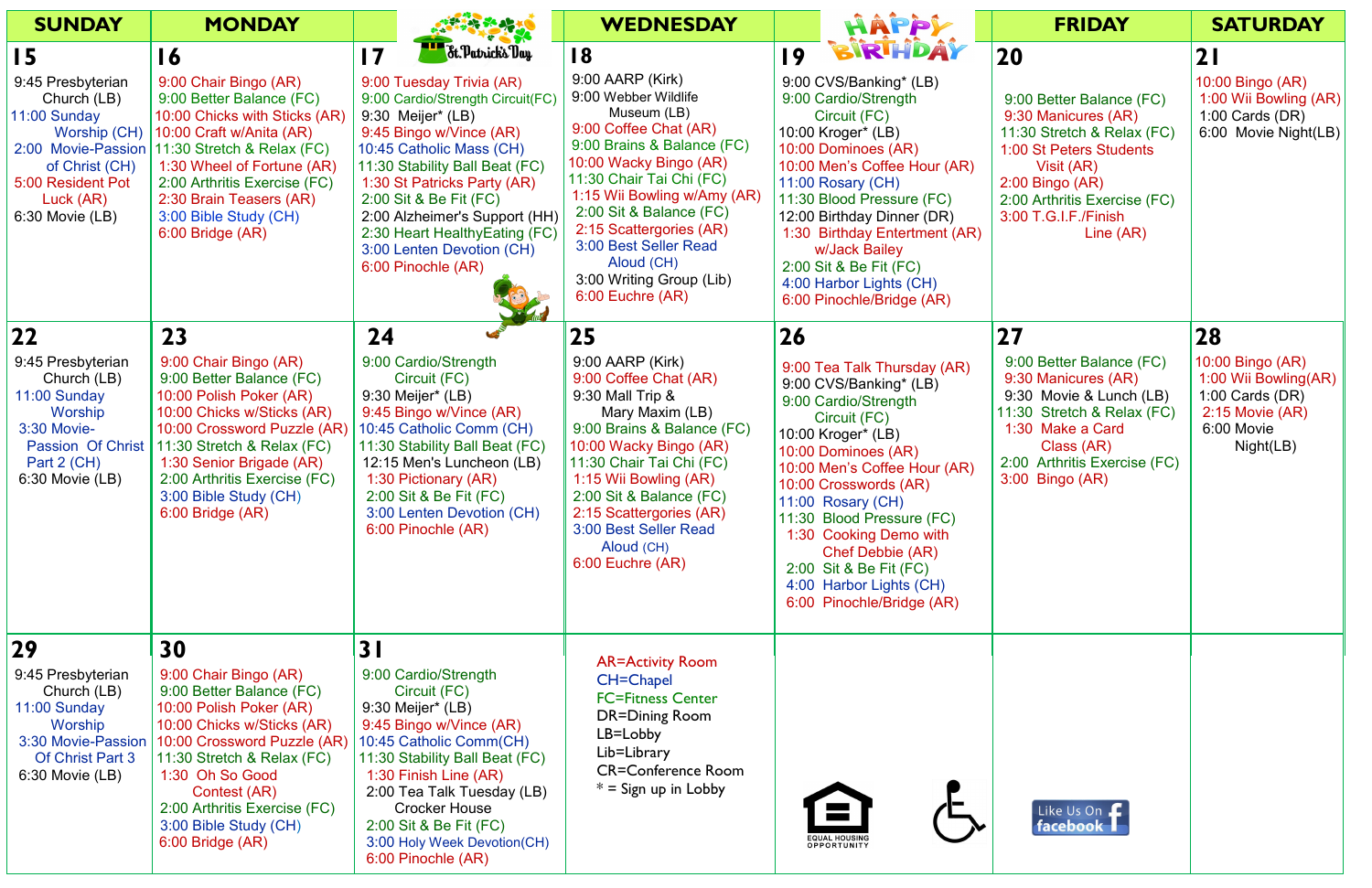| SUNDAY | MONDAY | TUESDAY | WEDNESDAY | THURSDAY | FRIDAY | SATURDAY |
|---|---|---|---|---|---|---|
| **15**<br>9:45 Presbyterian Church (LB)<br>11:00 Sunday Worship (CH)<br>2:00 Movie-Passion of Christ (CH)<br>5:00 Resident Pot Luck (AR)<br>6:30 Movie (LB) | **16**<br>9:00 Chair Bingo (AR)<br>9:00 Better Balance (FC)<br>10:00 Chicks with Sticks (AR)<br>10:00 Craft w/Anita (AR)<br>11:30 Stretch & Relax (FC)<br>1:30 Wheel of Fortune (AR)<br>2:00 Arthritis Exercise (FC)<br>2:30 Brain Teasers (AR)<br>3:00 Bible Study (CH)<br>6:00 Bridge (AR) | **17** St. Patrick's Day<br>9:00 Tuesday Trivia (AR)<br>9:00 Cardio/Strength Circuit(FC)<br>9:30 Meijer* (LB)<br>9:45 Bingo w/Vince (AR)<br>10:45 Catholic Mass (CH)<br>11:30 Stability Ball Beat (FC)<br>1:30 St Patricks Party (AR)<br>2:00 Sit & Be Fit (FC)<br>2:00 Alzheimer's Support (HH)<br>2:30 Heart HealthyEating (FC)<br>3:00 Lenten Devotion (CH)<br>6:00 Pinochle (AR) | **18**<br>9:00 AARP (Kirk)<br>9:00 Webber Wildlife Museum (LB)<br>9:00 Coffee Chat (AR)<br>9:00 Brains & Balance (FC)<br>10:00 Wacky Bingo (AR)<br>11:30 Chair Tai Chi (FC)<br>1:15 Wii Bowling w/Amy (AR)<br>2:00 Sit & Balance (FC)<br>2:15 Scattergories (AR)<br>3:00 Best Seller Read Aloud (CH)<br>3:00 Writing Group (Lib)<br>6:00 Euchre (AR) | **19** HAPPY BIRTHDAY<br>9:00 CVS/Banking* (LB)<br>9:00 Cardio/Strength Circuit (FC)<br>10:00 Kroger* (LB)<br>10:00 Dominoes (AR)<br>10:00 Men's Coffee Hour (AR)<br>11:00 Rosary (CH)<br>11:30 Blood Pressure (FC)<br>12:00 Birthday Dinner (DR)<br>1:30 Birthday Entertment (AR) w/Jack Bailey<br>2:00 Sit & Be Fit (FC)<br>4:00 Harbor Lights (CH)<br>6:00 Pinochle/Bridge (AR) | **20**<br>9:00 Better Balance (FC)<br>9:30 Manicures (AR)<br>11:30 Stretch & Relax (FC)<br>1:00 St Peters Students Visit (AR)<br>2:00 Bingo (AR)<br>2:00 Arthritis Exercise (FC)<br>3:00 T.G.I.F./Finish Line (AR) | **21**<br>10:00 Bingo (AR)<br>1:00 Wii Bowling (AR)<br>1:00 Cards (DR)<br>6:00 Movie Night(LB) |
| **22**<br>9:45 Presbyterian Church (LB)<br>11:00 Sunday Worship<br>3:30 Movie-Passion Of Christ Part 2 (CH)<br>6:30 Movie (LB) | **23**<br>9:00 Chair Bingo (AR)<br>9:00 Better Balance (FC)<br>10:00 Polish Poker (AR)<br>10:00 Chicks w/Sticks (AR)<br>10:00 Crossword Puzzle (AR)<br>11:30 Stretch & Relax (FC)<br>1:30 Senior Brigade (AR)<br>2:00 Arthritis Exercise (FC)<br>3:00 Bible Study (CH)<br>6:00 Bridge (AR) | **24**<br>9:00 Cardio/Strength Circuit (FC)<br>9:30 Meijer* (LB)<br>9:45 Bingo w/Vince (AR)<br>10:45 Catholic Comm (CH)<br>11:30 Stability Ball Beat (FC)<br>12:15 Men's Luncheon (LB)<br>1:30 Pictionary (AR)<br>2:00 Sit & Be Fit (FC)<br>3:00 Lenten Devotion (CH)<br>6:00 Pinochle (AR) | **25**<br>9:00 AARP (Kirk)<br>9:00 Coffee Chat (AR)<br>9:30 Mall Trip & Mary Maxim (LB)<br>9:00 Brains & Balance (FC)<br>10:00 Wacky Bingo (AR)<br>11:30 Chair Tai Chi (FC)<br>1:15 Wii Bowling (AR)<br>2:00 Sit & Balance (FC)<br>2:15 Scattergories (AR)<br>3:00 Best Seller Read Aloud (CH)<br>6:00 Euchre (AR) | **26**<br>9:00 Tea Talk Thursday (AR)<br>9:00 CVS/Banking* (LB)<br>9:00 Cardio/Strength Circuit (FC)<br>10:00 Kroger* (LB)<br>10:00 Dominoes (AR)<br>10:00 Men's Coffee Hour (AR)<br>10:00 Crosswords (AR)<br>11:00 Rosary (CH)<br>11:30 Blood Pressure (FC)<br>1:30 Cooking Demo with Chef Debbie (AR)<br>2:00 Sit & Be Fit (FC)<br>4:00 Harbor Lights (CH)<br>6:00 Pinochle/Bridge (AR) | **27**<br>9:00 Better Balance (FC)<br>9:30 Manicures (AR)<br>9:30 Movie & Lunch (LB)<br>11:30 Stretch & Relax (FC)<br>1:30 Make a Card Class (AR)<br>2:00 Arthritis Exercise (FC)<br>3:00 Bingo (AR) | **28**<br>10:00 Bingo (AR)<br>1:00 Wii Bowling(AR)<br>1:00 Cards (DR)<br>2:15 Movie (AR)<br>6:00 Movie Night(LB) |
| **29**<br>9:45 Presbyterian Church (LB)<br>11:00 Sunday Worship<br>3:30 Movie-Passion Of Christ Part 3<br>6:30 Movie (LB) | **30**<br>9:00 Chair Bingo (AR)<br>9:00 Better Balance (FC)<br>10:00 Polish Poker (AR)<br>10:00 Chicks w/Sticks (AR)<br>10:00 Crossword Puzzle (AR)<br>11:30 Stretch & Relax (FC)<br>1:30 Oh So Good Contest (AR)<br>2:00 Arthritis Exercise (FC)<br>3:00 Bible Study (CH)<br>6:00 Bridge (AR) | **31**<br>9:00 Cardio/Strength Circuit (FC)<br>9:30 Meijer* (LB)<br>9:45 Bingo w/Vince (AR)<br>10:45 Catholic Comm(CH)<br>11:30 Stability Ball Beat (FC)<br>1:30 Finish Line (AR)<br>2:00 Tea Talk Tuesday (LB) Crocker House<br>2:00 Sit & Be Fit (FC)<br>3:00 Holy Week Devotion(CH)<br>6:00 Pinochle (AR) | AR=Activity Room<br>CH=Chapel<br>FC=Fitness Center<br>DR=Dining Room<br>LB=Lobby<br>Lib=Library<br>CR=Conference Room<br>* = Sign up in Lobby | EQUAL HOUSING OPPORTUNITY | Like Us On facebook | |